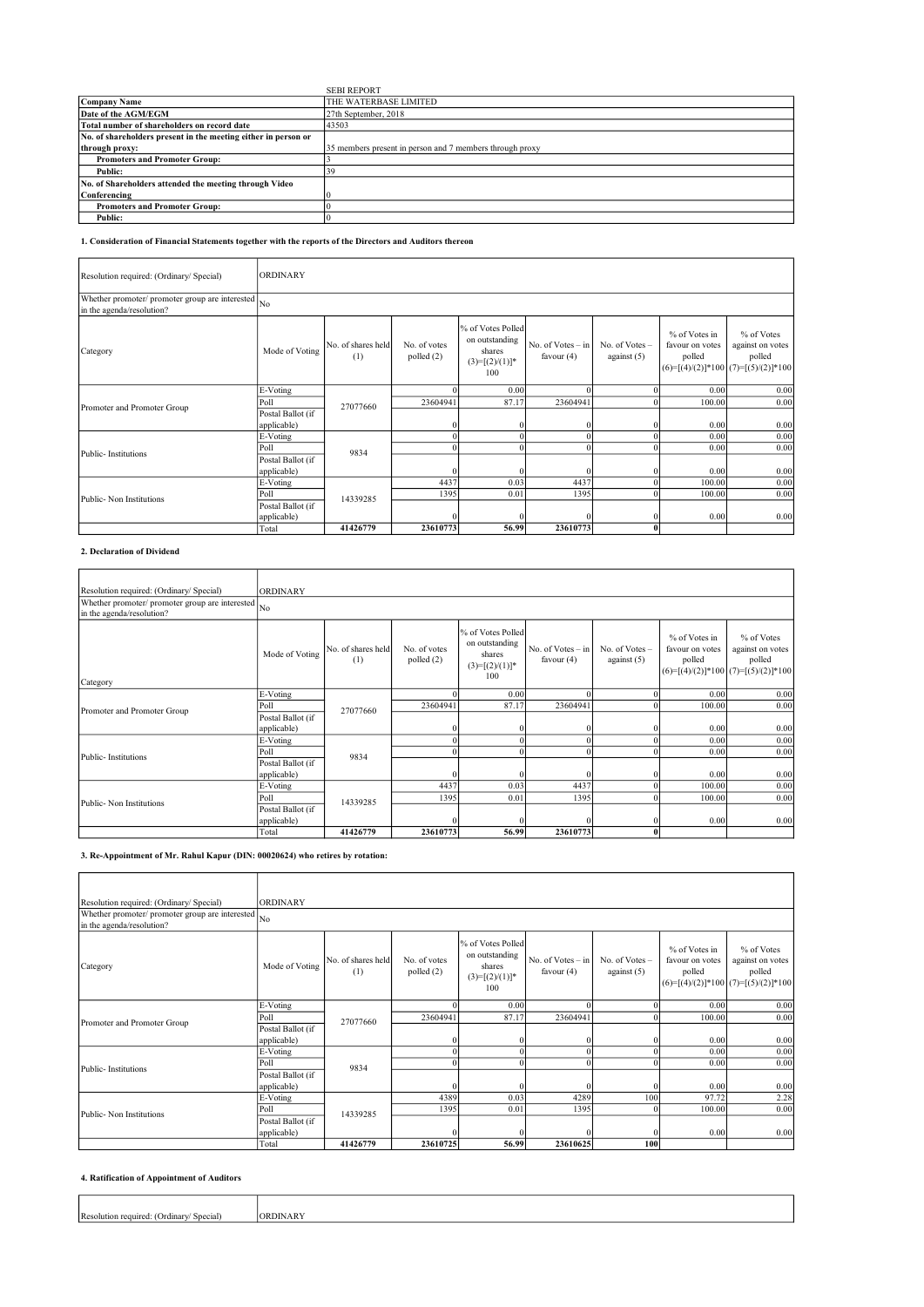| SEBI REPORT | |
|---|---|
| **Company Name** | THE WATERBASE LIMITED |
| **Date of the AGM/EGM** | 27th September, 2018 |
| **Total number of shareholders on record date** | 43503 |
| **No. of shareholders present in the meeting either in person or through proxy:** | 35 members present in person and 7 members through proxy |
| **Promoters and Promoter Group:** | 3 |
| **Public:** | 39 |
| **No. of Shareholders attended the meeting through Video Conferencing** | 0 |
| **Promoters and Promoter Group:** | 0 |
| **Public:** | 0 |

**1. Consideration of Financial Statements together with the reports of the Directors and Auditors thereon**

| Resolution required: (Ordinary/ Special) | ORDINARY | | | | | | | |
|---|---|---|---|---|---|---|---|---|
| Whether promoter/ promoter group are interested in the agenda/resolution? | No | | | | | | | |
| Category | Mode of Voting | No. of shares held (1) | No. of votes polled (2) | % of Votes Polled on outstanding shares (3)=[(2)/(1)]* 100 | No. of Votes – in favour (4) | No. of Votes – against (5) | % of Votes in favour on votes polled (6)=[(4)/(2)]*100 | % of Votes against on votes polled (7)=[(5)/(2)]*100 |
| Promoter and Promoter Group | E-Voting | 27077660 | 0 | 0.00 | 0 | 0 | 0.00 | 0.00 |
| | Poll | | 23604941 | 87.17 | 23604941 | 0 | 100.00 | 0.00 |
| | Postal Ballot (if applicable) | | 0 | 0 | 0 | 0 | 0.00 | 0.00 |
| Public- Institutions | E-Voting | 9834 | 0 | 0 | 0 | 0 | 0.00 | 0.00 |
| | Poll | | 0 | 0 | 0 | 0 | 0.00 | 0.00 |
| | Postal Ballot (if applicable) | | 0 | 0 | 0 | 0 | 0.00 | 0.00 |
| Public- Non Institutions | E-Voting | 14339285 | 4437 | 0.03 | 4437 | 0 | 100.00 | 0.00 |
| | Poll | | 1395 | 0.01 | 1395 | 0 | 100.00 | 0.00 |
| | Postal Ballot (if applicable) | | 0 | 0 | 0 | 0 | 0.00 | 0.00 |
| | Total | **41426779** | **23610773** | **56.99** | **23610773** | **0** | | |

**2. Declaration of Dividend**

| Resolution required: (Ordinary/ Special) | ORDINARY | | | | | | | |
|---|---|---|---|---|---|---|---|---|
| Whether promoter/ promoter group are interested in the agenda/resolution? | No | | | | | | | |
| Category | Mode of Voting | No. of shares held (1) | No. of votes polled (2) | % of Votes Polled on outstanding shares (3)=[(2)/(1)]* 100 | No. of Votes – in favour (4) | No. of Votes – against (5) | % of Votes in favour on votes polled (6)=[(4)/(2)]*100 | % of Votes against on votes polled (7)=[(5)/(2)]*100 |
| Promoter and Promoter Group | E-Voting | 27077660 | 0 | 0.00 | 0 | 0 | 0.00 | 0.00 |
| | Poll | | 23604941 | 87.17 | 23604941 | 0 | 100.00 | 0.00 |
| | Postal Ballot (if applicable) | | 0 | 0 | 0 | 0 | 0.00 | 0.00 |
| Public- Institutions | E-Voting | 9834 | 0 | 0 | 0 | 0 | 0.00 | 0.00 |
| | Poll | | 0 | 0 | 0 | 0 | 0.00 | 0.00 |
| | Postal Ballot (if applicable) | | 0 | 0 | 0 | 0 | 0.00 | 0.00 |
| Public- Non Institutions | E-Voting | 14339285 | 4437 | 0.03 | 4437 | 0 | 100.00 | 0.00 |
| | Poll | | 1395 | 0.01 | 1395 | 0 | 100.00 | 0.00 |
| | Postal Ballot (if applicable) | | 0 | 0 | 0 | 0 | 0.00 | 0.00 |
| | Total | **41426779** | **23610773** | **56.99** | **23610773** | **0** | | |

**3. Re-Appointment of Mr. Rahul Kapur (DIN: 00020624) who retires by rotation:**

| Resolution required: (Ordinary/ Special) | ORDINARY | | | | | | | |
|---|---|---|---|---|---|---|---|---|
| Whether promoter/ promoter group are interested in the agenda/resolution? | No | | | | | | | |
| Category | Mode of Voting | No. of shares held (1) | No. of votes polled (2) | % of Votes Polled on outstanding shares (3)=[(2)/(1)]* 100 | No. of Votes – in favour (4) | No. of Votes – against (5) | % of Votes in favour on votes polled (6)=[(4)/(2)]*100 | % of Votes against on votes polled (7)=[(5)/(2)]*100 |
| Promoter and Promoter Group | E-Voting | 27077660 | 0 | 0.00 | 0 | 0 | 0.00 | 0.00 |
| | Poll | | 23604941 | 87.17 | 23604941 | 0 | 100.00 | 0.00 |
| | Postal Ballot (if applicable) | | 0 | 0 | 0 | 0 | 0.00 | 0.00 |
| Public- Institutions | E-Voting | 9834 | 0 | 0 | 0 | 0 | 0.00 | 0.00 |
| | Poll | | 0 | 0 | 0 | 0 | 0.00 | 0.00 |
| | Postal Ballot (if applicable) | | 0 | 0 | 0 | 0 | 0.00 | 0.00 |
| Public- Non Institutions | E-Voting | 14339285 | 4389 | 0.03 | 4289 | 100 | 97.72 | 2.28 |
| | Poll | | 1395 | 0.01 | 1395 | 0 | 100.00 | 0.00 |
| | Postal Ballot (if applicable) | | 0 | 0 | 0 | 0 | 0.00 | 0.00 |
| | Total | **41426779** | **23610725** | **56.99** | **23610625** | **100** | | |

**4. Ratification of Appointment of Auditors**

| Resolution required: (Ordinary/ Special) | ORDINARY |
|---|---|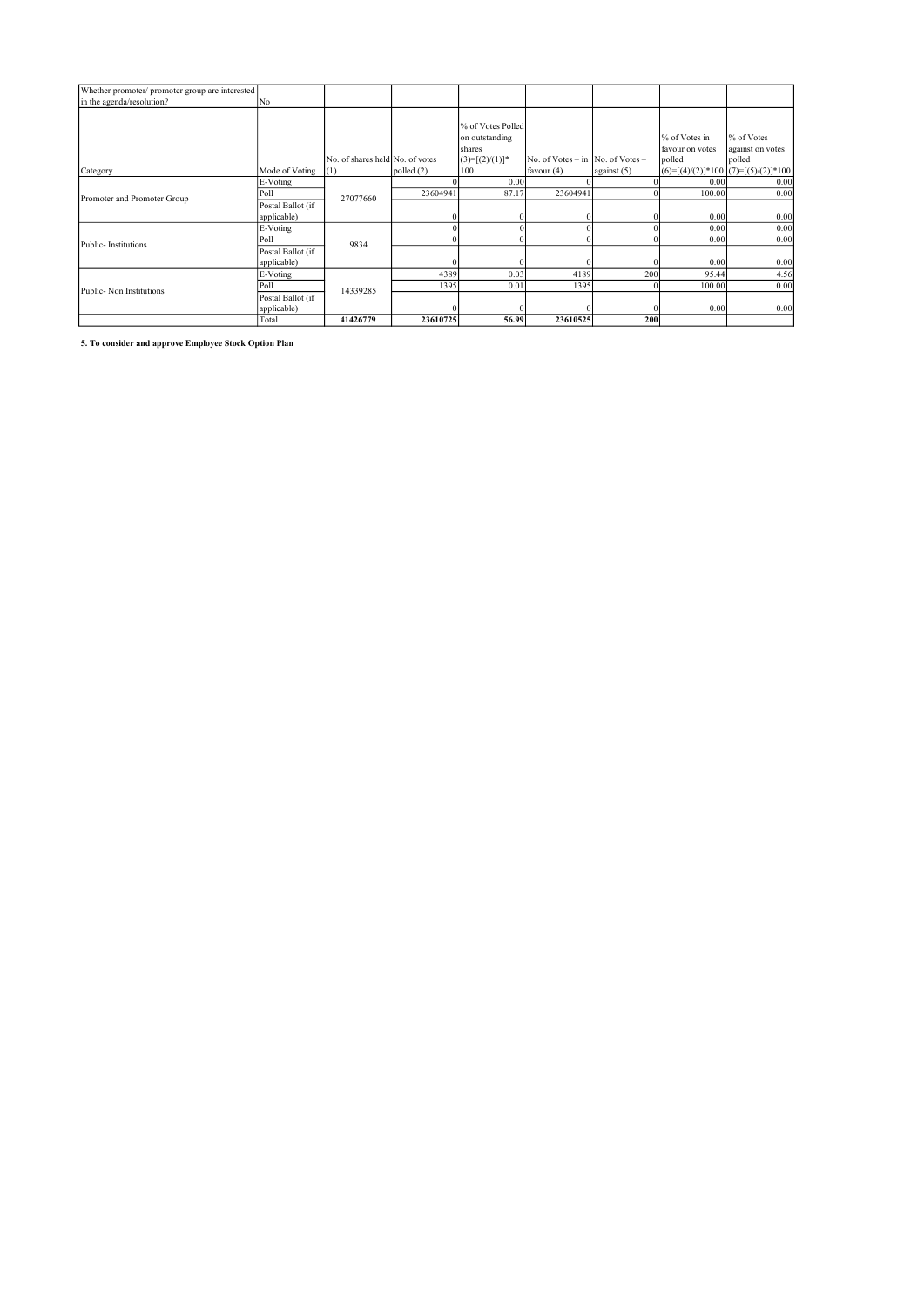| Whether promoter/ promoter group are interested in the agenda/resolution? | No | | | | | | | |
|---|---|---|---|---|---|---|---|---|
| Category | Mode of Voting | No. of shares held (1) | No. of votes polled (2) | % of Votes Polled on outstanding shares (3)=[(2)/(1)]* 100 | No. of Votes – in favour (4) | No. of Votes – against (5) | % of Votes in favour on votes polled (6)=[(4)/(2)]*100 | % of Votes against on votes polled (7)=[(5)/(2)]*100 |
| Promoter and Promoter Group | E-Voting | 27077660 | 0 | 0.00 | 0 | 0 | 0.00 | 0.00 |
| | Poll | | 23604941 | 87.17 | 23604941 | 0 | 100.00 | 0.00 |
| | Postal Ballot (if applicable) | | 0 | 0 | 0 | 0 | 0.00 | 0.00 |
| Public- Institutions | E-Voting | 9834 | 0 | 0 | 0 | 0 | 0.00 | 0.00 |
| | Poll | | 0 | 0 | 0 | 0 | 0.00 | 0.00 |
| | Postal Ballot (if applicable) | | 0 | 0 | 0 | 0 | 0.00 | 0.00 |
| Public- Non Institutions | E-Voting | 14339285 | 4389 | 0.03 | 4189 | 200 | 95.44 | 4.56 |
| | Poll | | 1395 | 0.01 | 1395 | 0 | 100.00 | 0.00 |
| | Postal Ballot (if applicable) | | 0 | 0 | 0 | 0 | 0.00 | 0.00 |
| | Total | **41426779** | **23610725** | **56.99** | **23610525** | **200** | | |

**5. To consider and approve Employee Stock Option Plan**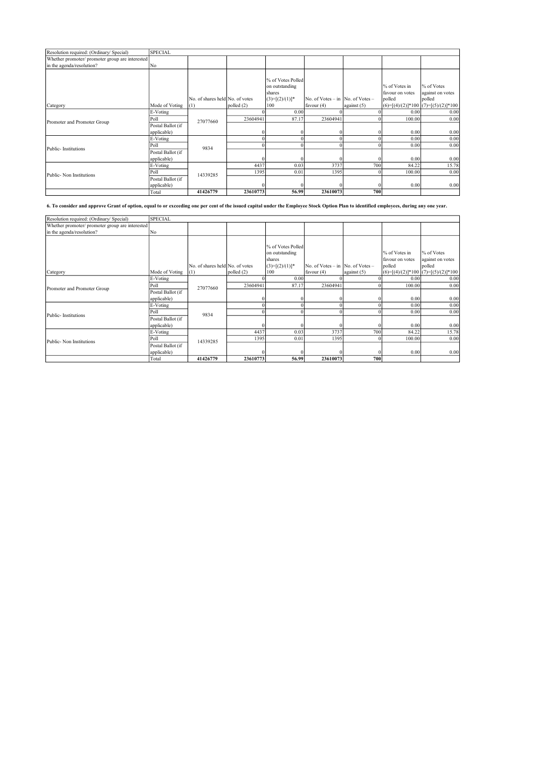| Resolution required: (Ordinary/ Special) | SPECIAL | | | | | | | |
|---|---|---|---|---|---|---|---|---|
| Whether promoter/ promoter group are interested in the agenda/resolution? | No | | | | | | | |
| Category | Mode of Voting | No. of shares held (1) | No. of votes polled (2) | % of Votes Polled on outstanding shares (3)=[(2)/(1)]* 100 | No. of Votes – in favour (4) | No. of Votes – against (5) | % of Votes in favour on votes polled (6)=[(4)/(2)]*100 | % of Votes against on votes polled (7)=[(5)/(2)]*100 |
| Promoter and Promoter Group | E-Voting | 27077660 | 0 | 0.00 | 0 | 0 | 0.00 | 0.00 |
| | Poll | | 23604941 | 87.17 | 23604941 | 0 | 100.00 | 0.00 |
| | Postal Ballot (if applicable) | | 0 | 0 | 0 | 0 | 0.00 | 0.00 |
| Public- Institutions | E-Voting | 9834 | 0 | 0 | 0 | 0 | 0.00 | 0.00 |
| | Poll | | 0 | 0 | 0 | 0 | 0.00 | 0.00 |
| | Postal Ballot (if applicable) | | 0 | 0 | 0 | 0 | 0.00 | 0.00 |
| Public- Non Institutions | E-Voting | 14339285 | 4437 | 0.03 | 3737 | 700 | 84.22 | 15.78 |
| | Poll | | 1395 | 0.01 | 1395 | 0 | 100.00 | 0.00 |
| | Postal Ballot (if applicable) | | 0 | 0 | 0 | 0 | 0.00 | 0.00 |
| | Total | **41426779** | **23610773** | **56.99** | **23610073** | **700** | | |

**6. To consider and approve Grant of option, equal to or exceeding one per cent of the issued capital under the Employee Stock Option Plan to identified employees, during any one year.**

| Resolution required: (Ordinary/ Special) | SPECIAL | | | | | | | |
|---|---|---|---|---|---|---|---|---|
| Whether promoter/ promoter group are interested in the agenda/resolution? | No | | | | | | | |
| Category | Mode of Voting | No. of shares held (1) | No. of votes polled (2) | % of Votes Polled on outstanding shares (3)=[(2)/(1)]* 100 | No. of Votes – in favour (4) | No. of Votes – against (5) | % of Votes in favour on votes polled (6)=[(4)/(2)]*100 | % of Votes against on votes polled (7)=[(5)/(2)]*100 |
| Promoter and Promoter Group | E-Voting | 27077660 | 0 | 0.00 | 0 | 0 | 0.00 | 0.00 |
| | Poll | | 23604941 | 87.17 | 23604941 | 0 | 100.00 | 0.00 |
| | Postal Ballot (if applicable) | | 0 | 0 | 0 | 0 | 0.00 | 0.00 |
| Public- Institutions | E-Voting | 9834 | 0 | 0 | 0 | 0 | 0.00 | 0.00 |
| | Poll | | 0 | 0 | 0 | 0 | 0.00 | 0.00 |
| | Postal Ballot (if applicable) | | 0 | 0 | 0 | 0 | 0.00 | 0.00 |
| Public- Non Institutions | E-Voting | 14339285 | 4437 | 0.03 | 3737 | 700 | 84.22 | 15.78 |
| | Poll | | 1395 | 0.01 | 1395 | 0 | 100.00 | 0.00 |
| | Postal Ballot (if applicable) | | 0 | 0 | 0 | 0 | 0.00 | 0.00 |
| | Total | **41426779** | **23610773** | **56.99** | **23610073** | **700** | | |